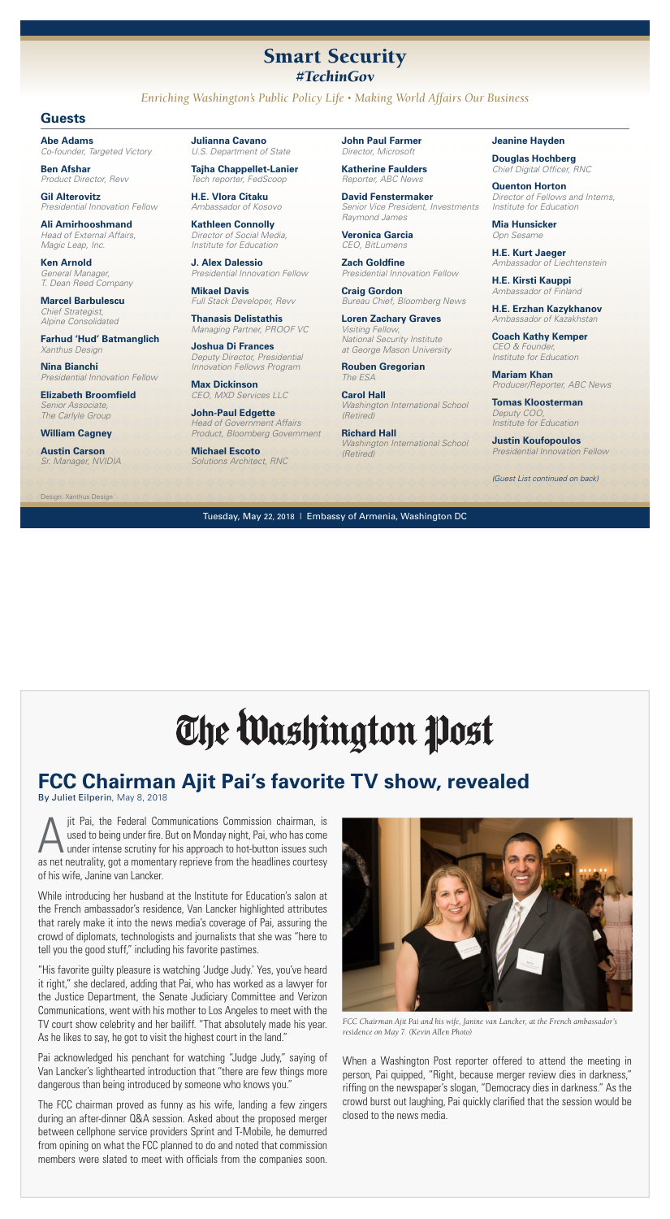# Smart Security

## #TechinGov

*Enriching Washington's Public Policy Life • Making World Affairs Our Business*

### Guests

**Abe Adams**
*Co-founder, Targeted Victory*

**Ben Afshar**
*Product Director, Revv*

**Gil Alterovitz**
*Presidential Innovation Fellow*

**Ali Amirhooshmand**
*Head of External Affairs, Magic Leap, Inc.*

**Ken Arnold**
*General Manager, T. Dean Reed Company*

**Marcel Barbulescu**
*Chief Strategist, Alpine Consolidated*

**Farhud 'Hud' Batmanglich**
*Xanthus Design*

**Nina Bianchi**
*Presidential Innovation Fellow*

**Elizabeth Broomfield**
*Senior Associate, The Carlyle Group*

**William Cagney**

**Austin Carson**
*Sr. Manager, NVIDIA*

**Julianna Cavano**
*U.S. Department of State*

**Tajha Chappellet-Lanier**
*Tech reporter, FedScoop*

**H.E. Vlora Citaku**
*Ambassador of Kosovo*

**Kathleen Connolly**
*Director of Social Media, Institute for Education*

**J. Alex Dalessio**
*Presidential Innovation Fellow*

**Mikael Davis**
*Full Stack Developer, Revv*

**Thanasis Delistathis**
*Managing Partner, PROOF VC*

**Joshua Di Frances**
*Deputy Director, Presidential Innovation Fellows Program*

**Max Dickinson**
*CEO, MXD Services LLC*

**John-Paul Edgette**
*Head of Government Affairs Product, Bloomberg Government*

**Michael Escoto**
*Solutions Architect, RNC*

**John Paul Farmer**
*Director, Microsoft*

**Katherine Faulders**
*Reporter, ABC News*

**David Fenstermaker**
*Senior Vice President, Investments Raymond James*

**Veronica Garcia**
*CEO, BitLumens*

**Zach Goldfine**
*Presidential Innovation Fellow*

**Craig Gordon**
*Bureau Chief, Bloomberg News*

**Loren Zachary Graves**
*Visiting Fellow, National Security Institute at George Mason University*

**Rouben Gregorian**
*The ESA*

**Carol Hall**
*Washington International School (Retired)*

**Richard Hall**
*Washington International School (Retired)*

**Jeanine Hayden**

**Douglas Hochberg**
*Chief Digital Officer, RNC*

**Quenton Horton**
*Director of Fellows and Interns, Institute for Education*

**Mia Hunsicker**
*Opn Sesame*

**H.E. Kurt Jaeger**
*Ambassador of Liechtenstein*

**H.E. Kirsti Kauppi**
*Ambassador of Finland*

**H.E. Erzhan Kazykhanov**
*Ambassador of Kazakhstan*

**Coach Kathy Kemper**
*CEO & Founder, Institute for Education*

**Mariam Khan**
*Producer/Reporter, ABC News*

**Tomas Kloosterman**
*Deputy COO, Institute for Education*

**Justin Koufopoulos**
*Presidential Innovation Fellow*

*(Guest List continued on back)*

Design: Xanthus Design

Tuesday, May 22, 2018 | Embassy of Armenia, Washington DC

# The Washington Post

## FCC Chairman Ajit Pai's favorite TV show, revealed

By Juliet Eilperin, May 8, 2018

Ajit Pai, the Federal Communications Commission chairman, is used to being under fire. But on Monday night, Pai, who has come under intense scrutiny for his approach to hot-button issues such as net neutrality, got a momentary reprieve from the headlines courtesy of his wife, Janine van Lancker.

While introducing her husband at the Institute for Education's salon at the French ambassador's residence, Van Lancker highlighted attributes that rarely make it into the news media's coverage of Pai, assuring the crowd of diplomats, technologists and journalists that she was "here to tell you the good stuff," including his favorite pastimes.

"His favorite guilty pleasure is watching 'Judge Judy.' Yes, you've heard it right," she declared, adding that Pai, who has worked as a lawyer for the Justice Department, the Senate Judiciary Committee and Verizon Communications, went with his mother to Los Angeles to meet with the TV court show celebrity and her bailiff. "That absolutely made his year. As he likes to say, he got to visit the highest court in the land."

Pai acknowledged his penchant for watching "Judge Judy," saying of Van Lancker's lighthearted introduction that "there are few things more dangerous than being introduced by someone who knows you."

The FCC chairman proved as funny as his wife, landing a few zingers during an after-dinner Q&A session. Asked about the proposed merger between cellphone service providers Sprint and T-Mobile, he demurred from opining on what the FCC planned to do and noted that commission members were slated to meet with officials from the companies soon.

*FCC Chairman Ajit Pai and his wife, Janine van Lancker, at the French ambassador's residence on May 7. (Kevin Allen Photo)*

When a Washington Post reporter offered to attend the meeting in person, Pai quipped, "Right, because merger review dies in darkness," riffing on the newspaper's slogan, "Democracy dies in darkness." As the crowd burst out laughing, Pai quickly clarified that the session would be closed to the news media.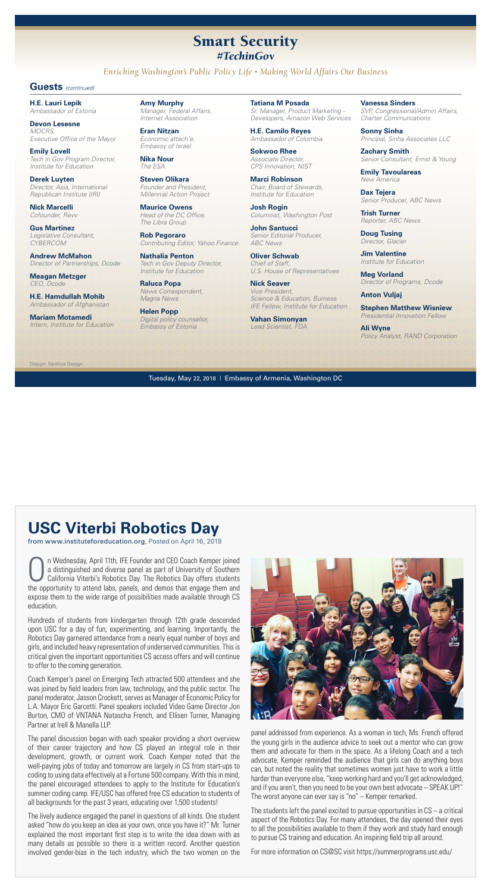# Smart Security

## #TechinGov

*Enriching Washington's Public Policy Life • Making World Affairs Our Business*

### Guests *(continued)*

**H.E. Lauri Lepik**
*Ambassador of Estonia*

**Devon Lesesne**
*MOCRS, Executive Office of the Mayor*

**Emily Lovell**
*Tech in Gov Program Director, Institute for Education*

**Derek Luyten**
*Director, Asia, International Republican Institute (IRI)*

**Nick Marcelli**
*Cofounder, Revv*

**Gus Martinez**
*Legislative Consultant, CYBERCOM*

**Andrew McMahon**
*Director of Partnerships, Dcode*

**Meagan Metzger**
*CEO, Dcode*

**H.E. Hamdullah Mohib**
*Ambassador of Afghanistan*

**Mariam Motamedi**
*Intern, Institute for Education*

**Amy Murphy**
*Manager, Federal Affairs, Internet Association*

**Eran Nitzan**
*Economic attach'e, Embassy of Israel*

**Nika Nour**
*The ESA*

**Steven Olikara**
*Founder and President, Millennial Action Project*

**Maurice Owens**
*Head of the DC Office, The Libra Group*

**Rob Pegoraro**
*Contributing Editor, Yahoo Finance*

**Nathalia Penton**
*Tech in Gov Deputy Director, Institute for Education*

**Raluca Popa**
*News Correspondent, Magna News*

**Helen Popp**
*Digital policy counsellor, Embassy of Estonia*

**Tatiana M Posada**
*Sr. Manager, Product Marketing - Developers, Amazon Web Services*

**H.E. Camilo Reyes**
*Ambassador of Colombia*

**Sokwoo Rhee**
*Associate Director, CPS Innovation, NIST*

**Marci Robinson**
*Chair, Board of Stewards, Institute for Education*

**Josh Rogin**
*Columnist, Washington Post*

**John Santucci**
*Senior Editorial Producer, ABC News*

**Oliver Schwab**
*Chief of Staff, U.S. House of Representatives*

**Nick Seaver**
*Vice President, Science & Education, Burness IFE Fellow, Institute for Education*

**Vahan Simonyan**
*Lead Scientist, FDA*

**Vanessa Sinders**
*SVP, Congressional/Admin Affairs, Charter Communcations*

**Sonny Sinha**
*Principal, Sinha Associates LLC*

**Zachary Smith**
*Senior Consultant, Ernst & Young*

**Emily Tavoulareas**
*New America*

**Dax Tejera**
*Senior Producer, ABC News*

**Trish Turner**
*Reporter, ABC News*

**Doug Tusing**
*Director, Glacier*

**Jim Valentine**
*Institute for Education*

**Meg Vorland**
*Director of Programs, Dcode*

**Anton Vuljaj**

**Stephen Matthew Wisniew**
*Presidential Innovation Fellow*

**Ali Wyne**
*Policy Analyst, RAND Corporation*

Design: Xanthus Design

Tuesday, May 22, 2018 | Embassy of Armenia, Washington DC

# USC Viterbi Robotics Day

from www.instituteforeducation.org, Posted on April 16, 2018

On Wednesday, April 11th, IFE Founder and CEO Coach Kemper joined a distinguished and diverse panel as part of University of Southern California Viterbi's Robotics Day. The Robotics Day offers students the opportunity to attend labs, panels, and demos that engage them and expose them to the wide range of possibilities made available through CS education.

Hundreds of students from kindergarten through 12th grade descended upon USC for a day of fun, experimenting, and learning. Importantly, the Robotics Day garnered attendance from a nearly equal number of boys and girls, and included heavy representation of underserved communities. This is critical given the important opportunities CS access offers and will continue to offer to the coming generation.

Coach Kemper's panel on Emerging Tech attracted 500 attendees and she was joined by field leaders from law, technology, and the public sector. The panel moderator, Jasson Crockett, serves as Manager of Economic Policy for L.A. Mayor Eric Garcetti. Panel speakers included Video Game Director Jon Burton, CMO of VNTANA Natascha French, and Ellisen Turner, Managing Partner at Irell & Manella LLP.

The panel discussion began with each speaker providing a short overview of their career trajectory and how CS played an integral role in their development, growth, or current work. Coach Kemper noted that the well-paying jobs of today and tomorrow are largely in CS from start-ups to coding to using data effectively at a Fortune 500 company. With this in mind, the panel encouraged attendees to apply to the Institute for Education's summer coding camp. IFE/USC has offered free CS education to students of all backgrounds for the past 3 years, educating over 1,500 students!

The lively audience engaged the panel in questions of all kinds. One student asked "how do you keep an idea as your own, once you have it?" Mr. Turner explained the most important first step is to write the idea down with as many details as possible so there is a written record. Another question involved gender-bias in the tech industry, which the two women on the panel addressed from experience. As a woman in tech, Ms. French offered the young girls in the audience advice to seek out a mentor who can grow them and advocate for them in the space. As a lifelong Coach and a tech advocate, Kemper reminded the audience that girls can do anything boys can, but noted the reality that sometimes women just have to work a little harder than everyone else, "keep working hard and you'll get acknowledged, and if you aren't, then you need to be your own best advocate – SPEAK UP!" The worst anyone can ever say is "no" – Kemper remarked.

The students left the panel excited to pursue opportunities in CS – a critical aspect of the Robotics Day. For many attendees, the day opened their eyes to all the possibilities available to them if they work and study hard enough to pursue CS training and education. An inspiring field trip all around.

For more information on CS@SC visit https://summerprograms.usc.edu/